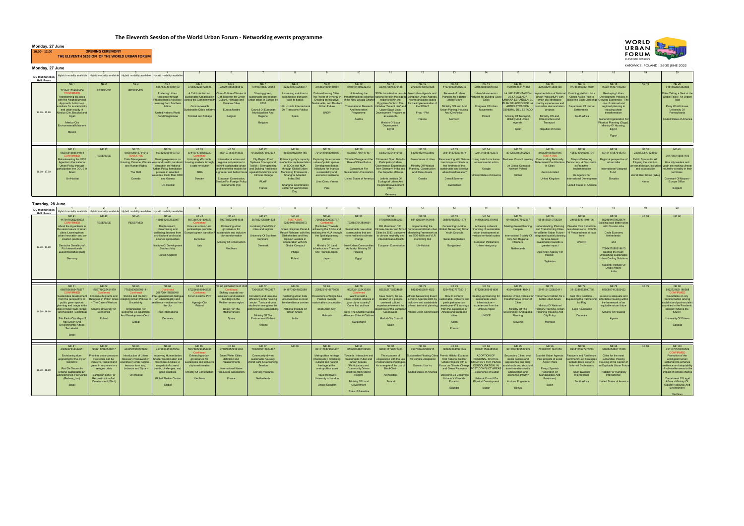# The Eleventh Session of the World Urban Forum - Networking events programme

**WORLD URBAN FORUM** ELEVENTH SESSION
KATOWICE, POLAND | 26-30 JUNE 2022

**Monday, 27 June**

| **10.00 - 12.00** | **OPENING CEREMONY**<br>**THE ELEVENTH SESSION OF THE WORLD URBAN FORUM** |
|---|---|

## Monday, 27 June

| ICC Multifunction Hall: Room | 1 | 2 | 3 | 4 | 5 | 6 | 7 | 8 | 9 | 10 | 11 | 12 | 13 | 14 | 15 | 16 | 17 | 18 | 19 | 20 |
|---|---|---|---|---|---|---|---|---|---|---|---|---|---|---|---|---|---|---|---|---|
| | Hybrid modality available | Hybrid modality available | Hybrid modality available | Hybrid modality available | | | | | | | | | | | | | | | | |
| 13.30 - 15.00 | NE 1<br>7156411724481656<br>CONFIRMED<br>Transforming big cities with the Neighbourhood Approach: bottom-up solutions for sustainability and urban equity in Mexico City, Bacolod and Kigali<br>Mexico City Environmental Ministry<br>Mexico | NE 2<br>RESERVED | NE 3<br>RESERVED | NE 4<br>6667887364905193<br>Fostering Urban Resilience through Preparedness Activities: Learning from Southern Africa<br>United Nations World Food Programme | NE 5<br>3735423229722845<br>A Call to Action on Sustainable Urbanisation across the Commonwealth<br>Commonwealth Sustainable Cities Initiative<br>Trinidad and Tobago | NE 6<br>2262445605588512<br>Cities+Culture+Climate: A Get-Together for Green Culture, Heritage and Creative Cities<br>Europa Nostra<br>Belgium | NE 7<br>7941894528706958<br>Shaping green, sustainable and resilient urban areas in Europe by 2030<br>Council Of European Municipalities And Regions<br>Belgium | NE 8<br>5233470942295577<br>Increasing ambition to decarbonise transport: back to basics<br>Uitp - Union Internacional De Transporte Publico<br>Spain | NE 9<br>3768604609445954<br>Co-transforming Cities: The Power of Synergy in Creating an Inclusive, Sustainable, and Resilient Urban Future<br>UNDP | NE 10<br>5105461598232373<br>Unleashing the transformational potential of the New Leipzig Charter<br>Transnational Research And Innovation Programme<br>Austria | NE 11<br>3279673876879418<br>SDGs Localization on sub-national level: the Arab regions within the Egyptian Context: The Initiative "Decent Life" and Upper Egypt Local Development Program as an example.<br>Ministry Of Local Development<br>Egypt | NE 12<br>2708787496137526<br>New Urban Agenda and European Urban Agenda: how to articulate scales for the implementation of the SDGs?<br>Fnau - Pfvl<br>France | NE 13<br>4107696384252242<br>Renewal of Urban Planning for a Better Urban Future<br>Ministry Of Land and Urban Planning, Housing And City Policy<br>Morocco | NE 14<br>2036302699646753<br>Urban Movements - Network for Building Good Cities<br>Congress Of Urban Movements<br>Poland | NE 15<br>1431015186171452<br>LA IMPLEMENTACIÓN DE LA AGENDA URBANA ESPAÑOLA: EL PLAN DE ACCIÓN DE LA ADMINISTRACIÓN GENERAL DEL ESTADO<br>Ministry Of Transport, Mobility And Urban Agenda<br>Spain | NE 16<br>3299552112565138<br>Implementation of National Urban Policy(NUP) with smart city strategies: country experiences and innovative demonstration projects<br>Ministry Of Land, Infrastructure And Transport<br>Republic of Korea | NE 17<br>9778645678217659<br>Visioning platform for a Global Action Plan to tackle the Slum Challenge<br>Department Of Human Settlements<br>South Africa | NE 18<br>9032444807700283<br>Reshaping Urban Development Policies in Growing Economies - The role of national and regional planning in inducing urban transformation<br>General Organization For Physical Planning (Gopp), Ministry Of Housing, Egypt<br>Egypt | NE 19 | NE 20<br>0181863824053683<br>Cities Taking a Seat at the Global Table: An Urgent Task<br>Perry World House, University Of Pennsylvania<br>United States of America |
| 16.00 - 17.30 | NE 21<br>9627884668614964<br>CONFIRMED<br>Mainstreaming the 2030 Agenda in the National Urban Policy through participation: the ODUS in Brazil<br>Un-Habitat | NE 22<br>RESERVED | NE 23<br>6606435048781012<br>TENTATIVE<br>Crisis Management: Housing, Finance, Climate and Human Rights<br>The Shift<br>Canada | NE 24<br>0278263854912793<br>Sharing experience on wars and Health pandemic disruption on National Urban Policy resilient process in selected countries: Haiti, Mali, DRC and Guinea<br>UN-Habitat | NE 25<br>0744974798655230<br>Unlocking affordable housing markets through a data revolution<br>SIDA<br>Sweden | NE 26<br>5531072639318533<br>International urban and regional cooperation to rethink sustainable urban and innovative models for a greener and better future<br>European Commission, Service For Foreign Policy Instruments (Fpi) | NE 27<br>0136265475037531<br>City Region Food Systems Concept and Toolkit : Strengthening and Building Resilience against Pandemics and Climate Change<br>RUAF<br>France | NE 28<br>8659879623064165<br>Enhancing city's capacity in effective implementation of SDGs and NUA through Global Urban Monitoring Framework - Shanghai Adapted Index(SAI)<br>Shanghai Coordination Center Of World Cities Day | NE 29<br>7912419618785256<br>Exploring the economic value of public spaces. Development banks initiatives for financial sustainability and economic resilience<br>Lima Cómo Vamos<br>Peru | NE 30<br>0738021709147167<br>Climate Change and the Role of Cities Redux<br>Consortium For Sustainable Urbanization<br>United States of America | NE 31<br>8395246394316106<br>Citizen-led Open Data for Participatory Urban Governance: Experiences from Germany, India and the Republic of Korea<br>Leibniz Institute Of Ecological Urban And Regional Development (Ioer)<br>Germany | NE 32<br>5430548274033660<br>Green future of cities<br>Ministry Of Physical Planning, Construction And State Assets<br>Croatia | NE 33<br>3051315763594674<br>Reconnecting with Nature - Landscape architects at the forefront of the sustainable and creative urban transformation<br>Drees&Sommer<br>Switzerland | NE 34<br>0211216545752273<br>Using data for inclusive environmental action<br>Google<br>United States of America | NE 35<br>8712563660692620<br>Business Council meeting<br>Un Global Compact Network Poland<br>Global | NE 36<br>8458284664021945<br>TENTATIVE<br>Downscaling Nationally Determined Contributions in Cities<br>Aecom Limited<br>United Kingdom | NE 37<br>4255749645703794<br>Mayors Delivering Democracy: A Discussion in Proactive Implementation<br>Us Agency For International Development<br>United States of America | NE 38<br>5015117589216312<br>Regional perspective of urban talks<br>International Visegrad Fund<br>Slovakia | NE 39<br>2378739677628860<br>Public Spaces for All: Flipping the script on universal design, inclusion and accessibility<br>World Blind Union (Wbu)<br>Kenya | NE 40<br>3617360165851106<br>How city leaders and youth are making climate neutrality a reality in their territories<br>Covenant Of Mayors - Europe Office<br>Belgium |

## Tuesday, 28 June

| ICC Multifunction Hall: Room | 1 | 2 | 3 | 4 | 5 | 6 | 7 | 8 | 9 | 10 | 11 | 12 | 13 | 14 | 15 | 16 | 17 | 18 | 19 | 20 |
|---|---|---|---|---|---|---|---|---|---|---|---|---|---|---|---|---|---|---|---|---|
| | Hybrid modality available | Hybrid modality available | Hybrid modality available | Hybrid modality available | | | | | | | | | | | | | | | | |
| 12.30 - 14.00 | NE 41<br>4478476062299532<br>CONFIRMED<br>About the ingredients in the secret sauce of smart cities: Learning from urban innovation and co-creation practices<br>Deutsche Gesellschaft Für Internationale Zusammenarbeit (Giz)<br>Germany | NE 42<br>RESERVED | NE 43<br>RESERVED | NE 44<br>1692512872532967<br>Displacement, placemaking and wellbeing: lessons from architectural and social science approaches<br>Institute Of Development Studies (Ids)<br>United Kingdom | NE 45<br>6673607361809729<br>Confirmed<br>How can urban-rural partnerships promote Europe's green transition?<br>Eurocities<br>Italy | NE 46<br>5937885290454938<br>Enhancing urban governance for sustainable and inclusive city transformation<br>Ministry Of Construction<br>Viet Nam | NE 47<br>3878521255944338<br>Localising the NDCs in cities and regions<br>University Of Southern Denmark<br>Denmark | NE 48<br>TENTATIVE<br>9230440744659372<br>[Tentative] Towards Green Hospitals: Panel & Report Release; with Key Stakeholders and Key Opinion Leaders in Cooperation with UN Global Compact<br>Philips<br>Poland | NE 49<br>7398853000329737<br>Confirmed<br>Achieving the SDGs and realizing the NUA through the Spatial planning platform<br>Ministry Of Land, Infrastructure Transport And Tourism Japan<br>Japan | NE 50<br>7231567612804651<br>Sustainable new urban communities that are more resilient to climate change<br>New Urban Communities Authority, Ministry Of Housing<br>Egypt | NE 51<br>0795599655189303<br>EU Mission on 100 Climate-Neutral and Smart Cities by 2030: pathways to climate neutrality and international outreach<br>European Commission | NE 52<br>8411303814143498<br>Implementing the harmonised Global urban Monitoring Framework: an SDG-NUA and VLR monitoring tool<br>UN-Habitat | NE 53<br>0569908826501371<br>Connecting Local to Global: Networking Urban Youth Councils<br>Serac-Bangladesh<br>Bangladesh | NE 54<br>7446956603786465<br>Achieving coherent financing of sustainable urban development at various territorial scales<br>European Parliament, Urban Intergroup | NE 55<br>0146808677562287<br>Making Green Planning Happen<br>International Society Of City And Regional Planners<br>Netherlands | NE 56<br>0518155310706239<br>Understanding, Planning and Transforming Cities for a Better Urban Future - Integrated spatial planning for area-based investments towards a greater impact<br>Aga Khan Agency For Habitat<br>Tajikistan | NE 57<br>2405680491891196<br>Disaster Risk Reduction new dimensions: COVID-19 Pandemics at local level<br>UNDRR | NE 58<br>8524544679625674<br>Building back better cities with Circular Jobs<br>Circle Economy Netherlands<br>and<br>7099407089219615<br>Beating the Heat: Unleashing Sustainable Urban Cooling Solutions<br>National Institute Of Urban Affairs<br>India | NE 59 | NE 60 |
| 14.30 - 16.00 | NE 61<br>6687636602476577<br>CONFIRMED<br>Sustainable development from the perspective of public green spaces planning and usage in the cities of São Paulo (Brazil) and Medellín (Colombia)<br>São Paulo City Mayor'S Hall Green And Environmental Affairs Secretariat<br>Brazil | NE 62<br>1655775022451979<br>Confirmed<br>Economic Migrants and Refugees in Polish Cities - The Case of Krakow<br>Cracow University Of Economics<br>Poland | NE 63<br>7783950055968111<br>Confirmed<br>Shocks and the City: Adapting Urban Policies to Uncertainty<br>Organisation For Economic Co-Operation And Development (Oecd)<br>Global | NE 64<br>2067364178285481<br>Confirmed<br>Inter-generational dialogue on urban fragility and resilience – evidence from the city<br>Plan International<br>Denmark | NE 65<br>6722908919842527<br>Confirmed<br>Forum Liderów PPP<br>Agencja City<br>Poland | NE 66<br>Confirmed<br>Shifting towards low-emissions and resilient buildings in the Mediterranean region<br>Union For The Mediterranean<br>Spain | NE 67<br>7304363777903977<br>Circularity and resource efficiency in the housing sector. Tools and case studies to strengthen the path towards sustainability<br>Ministry Of The Environment Finland<br>Finland | NE 68<br>8419704241023569<br>Fostering urban data observatories as local level resilience centres<br>National Institute Of Urban Affairs<br>India | NE 69<br>2266221616879038<br>Preventions of Single Use Plastics towards sustainable consumption<br>Shah Alam City<br>Malaysia | NE 70<br>9927331532420368<br>Confirmed<br>Want to build a Cities4Children Alliance in your city or country? Come find out how<br>Save The Children/Global Alliance - Cities 4 Children<br>Switzerland | NE 71<br>8552627755324859<br>Nave Futuro, the co-creation of a people-centered cultural experience to reach the objectives of the European Green Deal<br>Madrid City Council<br>Spain | NE 72<br>8428046538114522<br>African Networking Event: achieve Agenda 2063 by inclusive and sustainable urban / territorial planning<br>African Union Commission | NE 73<br>8264793376735012<br>How to achieve sustainable, inclusive and participatory urban development? Learnings from the experience of African and European cities<br>Aaton<br>France | NE 74<br>1712860695451806<br>Scaling-up financing for sustainable urban infrastructure – experiences from the UNECE region<br>UNECE | NE 75<br>4054426104148645<br>National Urban Policies for transformative power of Cities<br>Ministry Of The Environment And Spatial Planning<br>Slovenia | NE 76<br>2947134125853411<br>Tomorrow's Habitat, for a better urban future<br>Ministry Of National Territory Planning, Urban Planning, Housing and City Policy<br>Morocco | NE 77<br>3616389973890785<br>Real Play Coalition – Expanding the Partnership for Play<br>Lego Foundation<br>Denmark | NE 78<br>6950697412502422<br>access to adequate and affordable housing within the framework of an equitable urban future<br>Ministry Of Housing<br>Algeria | NE 79 | NE 80<br>5922721621160588<br>CONFIRMED<br>Roundtable on city transformation among socialist and post-socialist countries in the Pandemic context: What is the future?<br>University Of Ottawa<br>Canada |
| 16.30 - 18.00 | NE 81<br>4386697334042651<br>Envisioning slum upgrading for the city of tomorrow<br>Red De Desarrollo Urbano Sustentable En Latinoamérica Y El Caribe (Redeus_Lac)<br>Brazil | NE 82<br>9082127605192171<br>Priorities under pressure: How cities can be inclusive, resilient and green in response to a refugee crisis<br>European Bank For Reconstruction And Development (Ebrd) | NE 83<br>4445521910526602<br>Introduction of Urban Recovery Framework in countries in Arab Region – lessons from Iraq, Lebanon and Syria –<br>UN-Habitat | NE 84<br>4271697453725294<br>Improving Humanitarian Shelter Coordination and Response in Cities: A snapshot of current trends, challenges, and good practices<br>Global Shelter Cluster<br>Global | NE 85<br>5937885290454938<br>Confirmed<br>Enhancing urban governance for sustainable and inclusive city transformation<br>Ministry Of Construction<br>Viet Nam | NE 86<br>9770703572591463<br>Smart Water Cities: definition and measurements<br>International Water Resource Association<br>France | NE 87<br>7837679811634867<br>Community-driven sustainable housing: World Café & Networking Session<br>Coliving Ventures<br>Netherlands | NE 88 | NE 89<br>8410178879660437<br>Metropolitan heritage (Heritopolis): mobilising cultural and natural heritage at the metropolitan scale<br>Royal Holloway, University Of London<br>United Kingdom | NE 90<br>0539930486169546<br>Towards Interactive and Sustainable Public and Green Spaces "Participatory and Community Driven Initiatives from MENA Region"<br>Ministry Of Local Government<br>State of Palestine | NE 91<br>9683011728576403<br>The economy of cooperation with the use of advanced technologies. An example of the use of BlockChain<br>Architectopl<br>Poland | NE 92<br>4947389462296215<br>Sustainable Floating Cities for Climate Adaptation<br>Oceanix Usa Inc<br>United States of America | NE 93<br>3836329946971742<br>Premio Hábitat Ecuador: First National Call for Urban Projects with a Focus on Climate Change and Green Recovery<br>Ministerio De Desarrollo Urbano Y Vivienda Ecuador<br>Ecuador | NE 94<br>7936112698485540<br>ADOPTION OF REGIONAL SPATIAL STRATEGY FOR PEACE CONSOLIDATION IN POST CONFLICT AREAS – Experience of Sudan<br>National Council For Physical Development<br>Sudan | NE 95<br>5917097422527909<br>Secondary Cities: what viable policies and approaches can bring sustainable and structural transformations to its urbanization and economic growth?<br>Acciona Engenieria<br>Kenya | NE 96<br>7637009711461059<br>Spanish Urban Agenda: Pilot projects of Local Action Plans<br>Femp (Spanish Federation Of Municipalities And Provinces)<br>Spain | NE 97<br>8938121597276233<br>Recovery and Resilience: Community-led Strategies to Build Back Better in Informal Settlements<br>Slum Dwellers International<br>South Africa | NE 98<br>3485605368117356<br>Cities for the most vulnerable: Placing Housing at the Center of an Equitable Urban Future<br>Habitat For Humanity International<br>United States of America | NE 99 | NE 100<br>4511076570039529<br>CONFIRMED<br>Promotion of the ecological human settlement to enhance resilience and adaptability of vulnerable areas to the impact of climate change<br>Department Of Legal Affairs - Ministry Of Natural Resource And Environment<br>Viet Nam |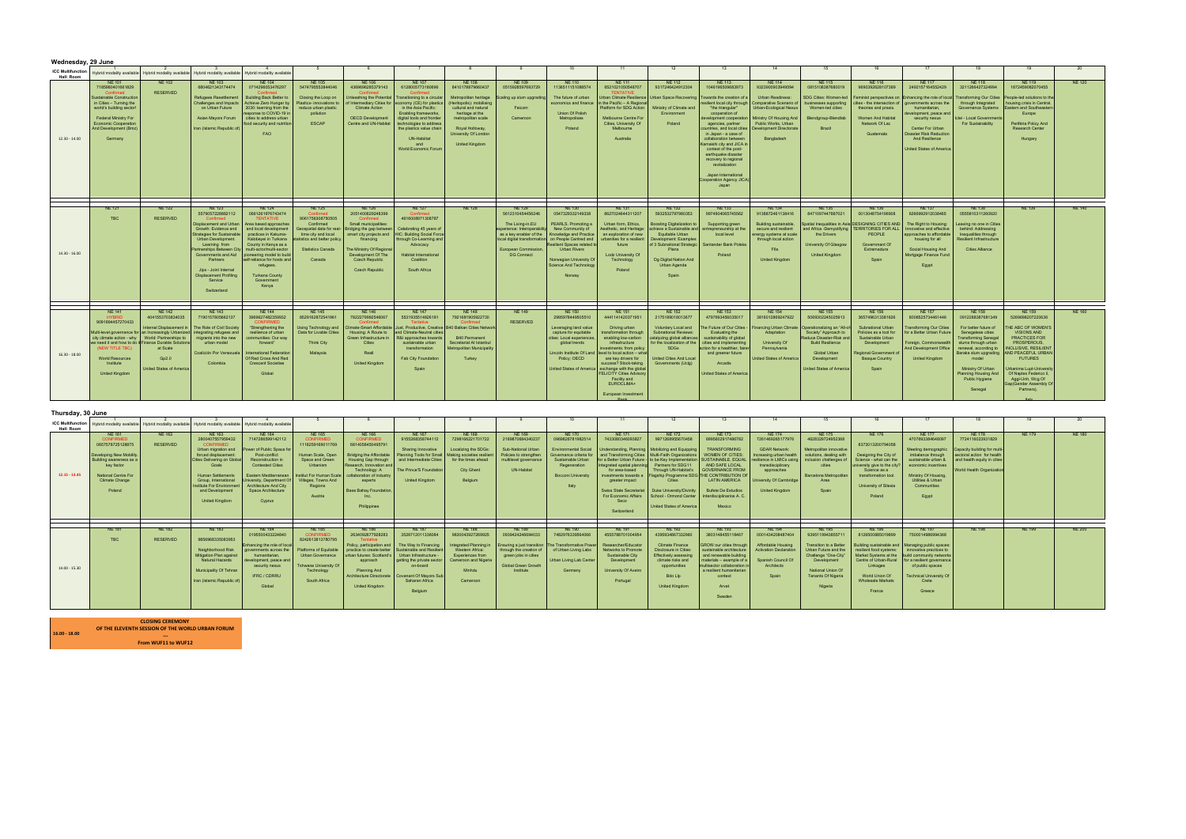## Wednesday, 29 June

| ICC Multifunction Hall: Room | 1 | 2 | 3 | 4 | 5 | 6 | 7 | 8 | 9 | 10 | 11 | 12 | 13 | 14 | 15 | 16 | 17 | 18 | 19 | 20 |
|---|---|---|---|---|---|---|---|---|---|---|---|---|---|---|---|---|---|---|---|---|
| | Hybrid modality available | Hybrid modality available | Hybrid modality available | Hybrid modality available | | | | | | | | | | | | | | | | |
| 12.30 - 14.00 | NE 101<br>7185960401661829<br>Confirmed<br>Sustainable Construction in Cities – Turning the world's building sector!<br>Federal Ministry For Economic Cooperation And Development (Bmz)<br>Germany | NE 102<br>RESERVED | NE 103<br>6804621343174474<br>Confirmed<br>Refugees Resettlement Challenges and Impacts on Urban Future<br>Asian Mayors Forum<br>Iran (Islamic Republic of) | NE 104<br>0714296353476297<br>Confirmed<br>Building Back Better to Achieve Zero Hunger by 2030: learning from the response to COVID-19 in cities to address urban food security and nutrition<br>FAO | NE 105<br>5474795533944046<br>Closing the Loop on Plastics: innovations to reduce urban plastic pollution<br>ESCAP | NE 106<br>4306908625379143<br>Confirmed<br>Unleashing the Potential of Intermediary Cities for Climate Action<br>OECD Development Centre and UN-Habitat | NE 107<br>6128005773180696<br>Confirmed<br>Transitioning to a circular economy (CE) for plastics in the Asia Pacific: Enabling frameworks, digital tools and frontier technologies to address the plastics value chain<br>UN-Habitat and World Economic Forum | NE 108<br>8410178879660437<br>Metropolitan heritage (Heritopolis): mobilising cultural and natural heritage at the metropolitan scale<br>Royal Holloway, University Of London<br>United Kingdom | NE 109<br>0515928597693729<br>Scaling up slum upgrading<br>Fecom<br>Cameroon | NE 110<br>1138511151088574<br>The future of urban economics and finance<br>Union Of Polish Metropolises<br>Poland | NE 111<br>6521021000548707<br>TENTATIVE<br>Urban Climate Resilience in the Pacific – A Regional Platform for SDG Action<br>Melbourne Centre For Cities, University Of Melbourne<br>Australia | NE 112<br>8317246426912304<br>Urban Space Recovering<br>Ministry of Climate and Environment<br>Poland | NE 113<br>1046196559683973<br>Towards the creation of a resilient local city through "the triangular" cooperation of development cooperation agencies, partner countries, and local cities in Japan - a case of collaboration between Kamaishi city and JICA in context of the post-earthquake disaster recovery to regional revitalization<br>Japan International Cooperation Agency (JICA)<br>Japan | NE 114<br>9323860939496594<br>Urban Readiness: Comparative Scenario of Urban-Ecological Nexus<br>Ministry Of Housing And Public Works, Urban Development Directorate<br>Bangladesh | NE 115<br>0815108367680019<br>SDG Cities: Women-led businesses supporting Women-led cities<br>Blendgroup-Blendlab<br>Brazil | NE 116<br>9690392828107389<br>Feminist perspectives on cities - the intersection of theories and praxis.<br>Women And Habitat Network Of Lac<br>Guatemala | NE 117<br>2492157164552429<br>Enhancing the role of local governments across the humanitarian, development, peace and security nexus<br>Center For Urban Disaster Risk Reduction And Resilience<br>United States of America | NE 118<br>3211266427324994<br>Transforming Our Cities through Integrated Governance Systems<br>Iclei - Local Governments For Sustainability | NE 119<br>1872459082070455<br>People-led solutions to the housing crisis in Central, Eastern and Southeastern Europe<br>Periféria Policy And Research Center<br>Hungary | NE 120 |
| 14.30 - 16.00 | NE 121<br>TBC | NE 122<br>RESERVED | NE 123<br>5579057328882112<br>Confirmed<br>Displacement and Urban Growth: Evidence and Strategies for Sustainable Urban Development. Learning from Partnerships Between City Governments and Aid Partners<br>Jips - Joint Internal Displacement Profiling Service<br>Switzerland | NE 124<br>0661261976743474<br>TENTATIVE<br>Area based approaches and local development practices in Kakuma-Kalobeyei in Turkana County in Kenya as a multi-actor/multi-sector pioneering model to build self-reliance for hosts and refugees.<br>Turkana County Government<br>Kenya | NE 125<br>Confirmed<br>9061756308750505<br>Confirmed<br>Geospatial data for real-time city and local statistics and better policy.<br>Statistics Canada<br>Canada | NE 126<br>2051400825948399<br>Confirmed<br>Small municipalities: Bridging the gap between smart city projects and financing<br>The Ministry Of Regional Development Of The Czech Republic<br>Czech Republic | NE 127<br>Confirmed<br>4616930871308787<br>Celebrating 45 years of HIC: Building Social Force through Co-Learning and Advocacy<br>Habitat International Coalition<br>South Africa | NE 128 | NE 129<br>5612310454456246<br>The Living-in.EU experience: Interoperability as a key enabler of the local digital transformation<br>European Commission, DG Connect | NE 130<br>0547326032149338<br>PEARLS. Promoting a New Community of Knowledge and Practice on People Centred and Resilient Spaces related to Urban Rivers<br>Norwegian University Of Science And Technology<br>Norway | NE 131<br>8627024644311207<br>Urban form, Ethics, Aesthetic, and Heritage: an exploration of new urbanities for a resilient future<br>Lodz University Of Technology<br>Poland | NE 132<br>5932532797980353<br>Boosting Digitalization to achieve a Sustainable and Equitable Urban Development: Examples of 3 Subnational Strategic Plans<br>Dg Digital Nation And Urban Agenda<br>Spain | NE 133<br>9674904065745562<br>Supporting green entrepreneurship at the local level<br>Santander Bank Polska<br>Poland | NE 134<br>9138872461138416<br>Building sustainable, secure and resilient energy systems at scale through local action<br>Fife<br>United Kingdom | NE 135<br>8471097447887021<br>Spatial Inequalities in Asia and Africa -Demystifying the Drivers<br>University Of Glasgow<br>United Kingdom | NE 136<br>0013048754196908<br>DESIGNING CITIES AND TERRITORIES FOR ALL PEOPLE<br>Government Of Extremadura<br>Spain | NE 137<br>8269992912038465<br>The Right to Housing: Innovative and effective approaches to affordable housing for all<br>Social Housing And Mortgage Finance Fund<br>Egypt | NE 138<br>0555810311260920<br>Leaving no one in Cities behind: Addressing Inequalities through Resilient Infrastructure<br>Cities Alliance | NE 139 | NE 140 |
| 16.30 - 18.00 | NE 141<br>HYBRID<br>9091684457270433<br>Multi-level governance for city climate action - why we need it and how to do it (NEW TITLE TBC)<br>World Resources Institute<br>United Kingdom | NE 142<br>4041553705834635<br>Internal Displacement in an Increasingly Urbanized World: Partnerships to Finance Durable Solutions at Scale<br>Gp2.0<br>United States of America | NE 143<br>7190157805662137<br>The Role of Civil Society integrating refugees and migrants into the new urban model<br>Coalición Por Venezuela<br>Colombia | NE 144<br>3969627482356602<br>CONFIRMED<br>"Strengthening the resilience of urban communities: Our way forward"<br>International Federation Of Red Cross And Red Crescent Societies<br>Global | NE 145<br>8529182872541961<br>Using Technology and Data for Livable Cities<br>Think City<br>Malaysia | NE 146<br>7822275692546067<br>Confirmed<br>Financing Affordable Housing: A Route to Green Infrastructure in Cities<br>Reall<br>United Kingdom | NE 147<br>5531035514626181<br>Tentative<br>Climate-Smart Affordable, Just, Productive, Creative and Climate-Neutral cities; R&I approaches towards sustainable urban transformation<br>Fab City Foundation<br>Spain | NE 148<br>7921681905922730<br>Confirmed<br>B40 Balkan Cities Network<br>B40 Permanent Secretariat At Istanbul Metropolitan Municipality<br>Turkey | NE 149<br>RESERVED | NE 150<br>2965978445605510<br>Leveraging land value capture for equitable cities: Local experiences, global insights<br>Lincoln Institute Of Land Policy; OECD<br>United States of America | NE 151<br>4441414420371951<br>Driving urban transformation through enabling low-carbon infrastructure investments: from policy level to local action – what are key drivers for success? Stock-taking exchange with the global FELICITY Cities Advisory Facility and EUROCLIMA+<br>European Investment Bank | NE 152<br>2175189018013677<br>Voluntary Local and Subnational Reviews: catalyzing global alliances for the localization of the SDGs<br>United Cities And Local Governments (Uclg) | NE 153<br>4797893456335017<br>The Future of Our Cities - Evaluating the sustainability of global cities and implementing action for a healthier, fairer and greener future<br>Arcadis<br>United States of America | NE 154<br>3816012869247922<br>Financing Urban Climate Adaptation<br>University Of Pennsylvania<br>United States of America | NE 155<br>3069302245025913<br>Operationalizing an "All-of-Society" Approach to Reduce Disaster-Risk and Build Resilience<br>Global Urban Development<br>United States of America | NE 156<br>3657496313361626<br>Subnational Urban Policies as a tool for Sustainable Urban Development<br>Regional Government of Basque Country<br>Spain | NE 157<br>8008525734461446<br>Transforming Our Cities for a Better Urban Future<br>Foreign, Commonwealth And Development Office<br>United Kingdom | NE 158<br>0912288387681349<br>For better future of Senegalese cities: Transforming Senegal slums through urban renewal, according to Baraka slum upgrading model<br>Ministry Of Urban Planning Housing And Public Hygiene<br>Senegal | NE 159<br>5269996207230536<br>THE ABC OF WOMEN'S VISIONS AND PRACTICES FOR PROSPEROUS, INCLUSIVE, RESILIENT AND PEACEFUL URBAN FUTURES<br>Urbanima Lupt-University Of Naples Federico II, Aggi-Unh, Wcg Of Gap(Gender Assembly Of Partners),<br>Italy | NE 160 |

## Thursday, 30 June

| ICC Multifunction Hall: Room | 1 | 2 | 3 | 4 | 5 | 6 | 7 | 8 | 9 | 10 | 11 | 12 | 13 | 14 | 15 | 16 | 17 | 18 | 19 | 20 |
|---|---|---|---|---|---|---|---|---|---|---|---|---|---|---|---|---|---|---|---|---|
| | Hybrid modality available | Hybrid modality available | Hybrid modality available | Hybrid modality available | | | | | | | | | | | | | | | | |
| 12.15 - 13.45 | NE 161<br>CONFIRMED<br>0657578725128875<br>Developing New Mobility. Building awareness as a key factor<br>National Centre For Climate Change<br>Poland | NE 162<br>RESERVED | NE 163<br>2803407557959432<br>CONFIRMED<br>Urban migration and forced displacement: Cities Delivering on Global Goals<br>Human Settlements Group, International Institute For Environment and Development<br>United Kingdom | NE 164<br>7147286599142112<br>Power of Public Space for Post-conflict Reconstruction in Contested Cities<br>Eastern Mediterranean University, Department Of Architecture And City Space Architecture<br>Cyprus | NE 165<br>CONFIRMED<br>1118259169017769<br>Human Scale, Open Space and Green Urbanism<br>Institut For Human Scale Villages, Towns And Regions<br>Austria | NE 166<br>CONFIRMED<br>6814058450495791<br>Bridging the Affordable Housing Gap through Research, Innovation and Technology: A collaboration of industry experts<br>Base Bahay Foundation, Inc.<br>Philippines | NE 167<br>9155268258744112<br>Sharing Innovative Planning Tools for Small and Intermediate Cities<br>The Prince'S Foundation<br>United Kingdom | NE 168<br>7298180221701722<br>Localizing the SDGs: Making societies resilient for the times ahead<br>City Ghent<br>Belgium | NE 169<br>2166870684340237<br>Sub-National Urban Policies to strengthen multilevel governance<br>UN-Habitat | NE 170<br>0969026781982514<br>Environmental Social Governance criteria for Sustainable Urban Regeneration<br>Bocconi University<br>Italy | NE 171<br>7433083060932837<br>Understanding, Planning and Transforming Cities for a Better Urban Future - Integrated spatial planning for area-based investments towards a greater impact<br>Swiss State Secretariat For Economic Affairs Seco<br>Switzerland | NE 172<br>9971308955670458<br>Mobilizing and Equipping Multi-Faith Organizations to be Key Implementation Partners for SDG11 Through UN-Habitat's Flagship Programme SDG Cities<br>Duke University/Divinity School - Ormond Center<br>United States of America | NE 173<br>6956032917486782<br>TRANSFORMING WOMEN OF CITIES: SUSTAINABLE, EQUAL AND SAFE LOCAL GOVERNANCE FROM THE CONTRIBUTION OF LATIN AMERICA<br>Bufete De Estudios Interdisciplinarios A. C.<br>Mexico | NE 174<br>7261469265177976<br>GDAR Network: Increasing urban health resilience in LMICs using transdisciplinary approaches<br>University Of Cambridge<br>United Kingdom | NE 175<br>4628028724952368<br>Metropolitan innovative solutions, dealing with inclusion challenges of cities<br>Barcelona Metropolitan Area<br>Spain | NE 176<br>8373013200794058<br>Designing the City of Science - what can the university give to the city? Science as a transformation tool.<br>University of Silesia<br>Poland | NE 177<br>4707993384649097<br>Meeting demographic imbalance through sustainable urban & economic incentives<br>Ministry Of Housing, Utilities & Urban Communities<br>Egypt | NE 178<br>7724116022931829<br>Capacity building for multi-sectoral action for health and health equity in cities<br>World Health Organization | NE 179 | NE 180 |
| 14.00 - 15.30 | NE 181<br>TBC | NE 182<br>RESERVED | NE 183<br>9856968335063963<br>Neighborhood Risk Mitigation Plan against Natural Hazards<br>Municipality Of Tehran<br>Iran (Islamic Republic of) | NE 184<br>0195500433224840<br>Enhancing the role of local governments across the humanitarian, development, peace and security nexus<br>IFRC / CDRRU<br>Global | NE 185<br>CONFIRMED<br>6242613813780795<br>Platforms of Equitable Urban Governance<br>Tshwane University Of Technology<br>South Africa | NE 186<br>2634092877928283<br>Tentative<br>Policy, participation and practice: to create better urban futures: Scotland's approach<br>Planning And Architecture Directorate<br>United Kingdom | NE 187<br>3526712011336084<br>The Way to Financing Sustainable and Resilient Urban Infrastructure - getting the private sector on-board<br>Covenant Of Mayors Sub Saharan Africa<br>Belgium | NE 188<br>9800043927269925<br>Integrated Planning in Western Africa: Experiences from Cameroon and Nigeria<br>Minhdu<br>Cameroon | NE 189<br>0926424465940033<br>Ensuring a just transition through the creation of green jobs in cities<br>Global Green Growth Institute | NE 190<br>7462976339864986<br>The Transformative Power of Urban Living Labs<br>Urban Living Lab Center<br>Germany | NE 191<br>4555780701004954<br>Researcher/Educator Networks to Promote Sustainable City Development<br>University Of Aveiro<br>Portugal | NE 192<br>4395934667332960<br>Climate Finance Disclosure in Cities: Effectively assessing climate risks and opportunities<br>Bdo Llp<br>United Kingdom | NE 193<br>3803148455118467<br>GROW our cities through sustainable architecture and renewable building materials – example of a multisector collaboration in a resilient humanitarian context<br>Arvet<br>Sweden | NE 194<br>0001434208487404<br>Affordable Housing Activation Declaration<br>Spanish Council Of Architects<br>Spain | NE 195<br>9395119943855711<br>Transition to a Better Urban Future and the Challenge "One-City" Development<br>National Union Of Tenants Of Nigeria<br>Nigeria | NE 196<br>8128508850019899<br>Building sustainable and resilient food systems: Market Systems at the Centre of Urban-Rural Linkages<br>World Union Of Wholesale Markets<br>France | NE 197<br>7500014869994368<br>Managing public spaces: Innovative practices to build community networks for a resilient governance of public spaces<br>Technical University Of Crete<br>Greece | NE 198 | NE 199 | NE 200 |

| | |
|---|---|
| 16.00 - 18.00 | **CLOSING CEREMONY**<br>**OF THE ELEVENTH SESSION OF THE WORLD URBAN FORUM**<br>---<br>**From WUF11 to WUF12** |